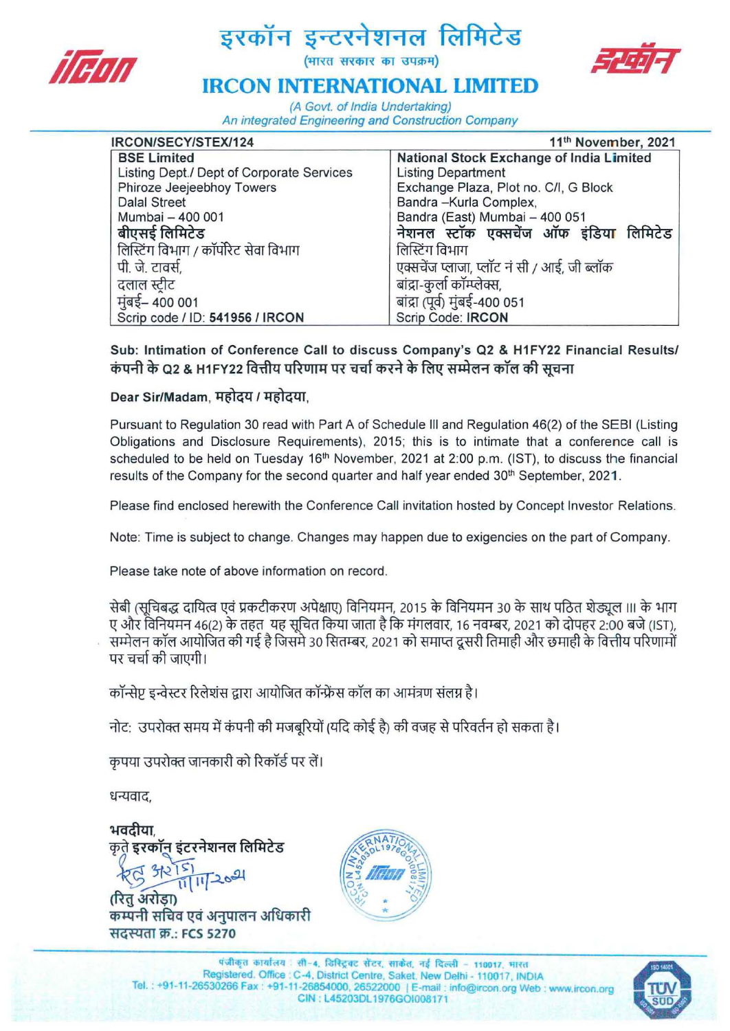# इरकॉन इन्टरनेशनल लिमिटेड

(भारत सरकार का उपक्रम)

# IRCON INTERNATIONAL LIMITED

*(A Govt. of India Undertaking)*
*An integrated Engineering and Construction Company*

| IRCON/SECY/STEX/124 | 11th November, 2021 |
|---|---|
| **BSE Limited**<br>Listing Dept./ Dept of Corporate Services<br>Phiroze Jeejeebhoy Towers<br>Dalal Street<br>Mumbai – 400 001<br>**बीएसई लिमिटेड**<br>लिस्टिंग विभाग / कॉर्पोरेट सेवा विभाग<br>पी. जे. टावर्स,<br>दलाल स्ट्रीट<br>मुंबई– 400 001<br>Scrip code / ID: **541956 / IRCON** | **National Stock Exchange of India Limited**<br>Listing Department<br>Exchange Plaza, Plot no. C/I, G Block<br>Bandra –Kurla Complex,<br>Bandra (East) Mumbai – 400 051<br>**नेशनल स्टॉक एक्सचेंज ऑफ इंडिया लिमिटेड**<br>लिस्टिंग विभाग<br>एक्सचेंज प्लाजा, प्लॉट नं सी / आई, जी ब्लॉक<br>बांद्रा-कुर्ला कॉम्प्लेक्स,<br>बांद्रा (पूर्व) मुंबई-400 051<br>Scrip Code: **IRCON** |

**Sub: Intimation of Conference Call to discuss Company's Q2 & H1FY22 Financial Results/ कंपनी के Q2 & H1FY22 वित्तीय परिणाम पर चर्चा करने के लिए सम्मेलन कॉल की सूचना**

**Dear Sir/Madam, महोदय / महोदया,**

Pursuant to Regulation 30 read with Part A of Schedule III and Regulation 46(2) of the SEBI (Listing Obligations and Disclosure Requirements), 2015; this is to intimate that a conference call is scheduled to be held on Tuesday 16th November, 2021 at 2:00 p.m. (IST), to discuss the financial results of the Company for the second quarter and half year ended 30th September, 2021.

Please find enclosed herewith the Conference Call invitation hosted by Concept Investor Relations.

Note: Time is subject to change. Changes may happen due to exigencies on the part of Company.

Please take note of above information on record.

सेबी (सूचिबद्ध दायित्व एवं प्रकटीकरण अपेक्षाए) विनियमन, 2015 के विनियमन 30 के साथ पठित शेड्यूल III के भाग ए और विनियमन 46(2) के तहत यह सूचित किया जाता है कि मंगलवार, 16 नवम्बर, 2021 को दोपहर 2:00 बजे (IST), सम्मेलन कॉल आयोजित की गई है जिसमे 30 सितम्बर, 2021 को समाप्त दूसरी तिमाही और छमाही के वित्तीय परिणामों पर चर्चा की जाएगी।

कॉन्सेप्ट इन्वेस्टर रिलेशंस द्वारा आयोजित कॉन्फ्रेंस कॉल का आमंत्रण संलग्न है।

नोट: उपरोक्त समय में कंपनी की मजबूरियों (यदि कोई है) की वजह से परिवर्तन हो सकता है।

कृपया उपरोक्त जानकारी को रिकॉर्ड पर लें।

धन्यवाद,

**भवदीया,**
**कृते इरकॉन इंटरनेशनल लिमिटेड**

11/11/2021

**(रितु अरोड़ा)**
**कम्पनी सचिव एवं अनुपालन अधिकारी**
**सदस्यता क्र.: FCS 5270**

पंजीकृत कार्यालय : सी-4, डिस्ट्रिक्ट सेंटर, साकेत, नई दिल्ली - 110017, भारत
Registered. Office : C-4, District Centre, Saket, New Delhi - 110017, INDIA
Tel. : +91-11-26530266 Fax : +91-11-26854000, 26522000 | E-mail : info@ircon.org Web : www.ircon.org
CIN : L45203DL1976GOI008171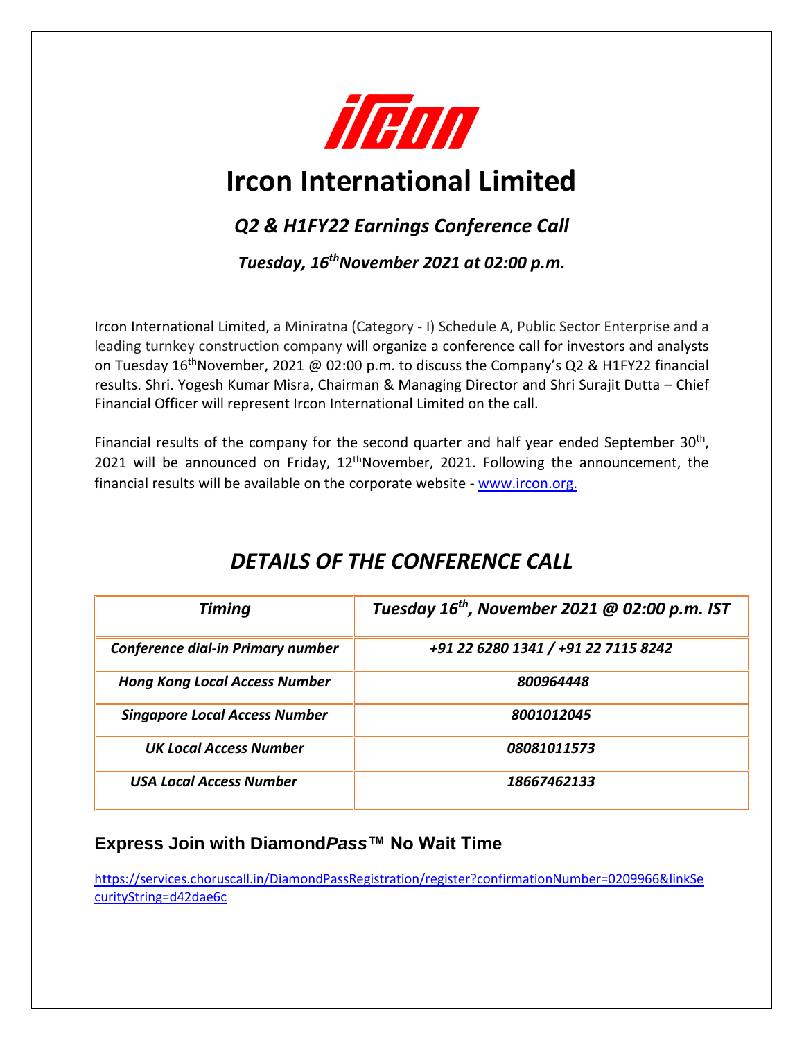# Ircon International Limited

## *Q2 & H1FY22 Earnings Conference Call*

### *Tuesday, 16th November 2021 at 02:00 p.m.*

Ircon International Limited, a Miniratna (Category - I) Schedule A, Public Sector Enterprise and a leading turnkey construction company will organize a conference call for investors and analysts on Tuesday 16th November, 2021 @ 02:00 p.m. to discuss the Company's Q2 & H1FY22 financial results. Shri. Yogesh Kumar Misra, Chairman & Managing Director and Shri Surajit Dutta – Chief Financial Officer will represent Ircon International Limited on the call.

Financial results of the company for the second quarter and half year ended September 30th, 2021 will be announced on Friday, 12th November, 2021. Following the announcement, the financial results will be available on the corporate website - www.ircon.org.

## *DETAILS OF THE CONFERENCE CALL*

| *Timing* | *Tuesday 16th, November 2021 @ 02:00 p.m. IST* |
|---|---|
| *Conference dial-in Primary number* | *+91 22 6280 1341 / +91 22 7115 8242* |
| *Hong Kong Local Access Number* | *800964448* |
| *Singapore Local Access Number* | *8001012045* |
| *UK Local Access Number* | *08081011573* |
| *USA Local Access Number* | *18667462133* |

### Express Join with Diamond*Pass*™ No Wait Time

https://services.choruscall.in/DiamondPassRegistration/register?confirmationNumber=0209966&linkSecurityString=d42dae6c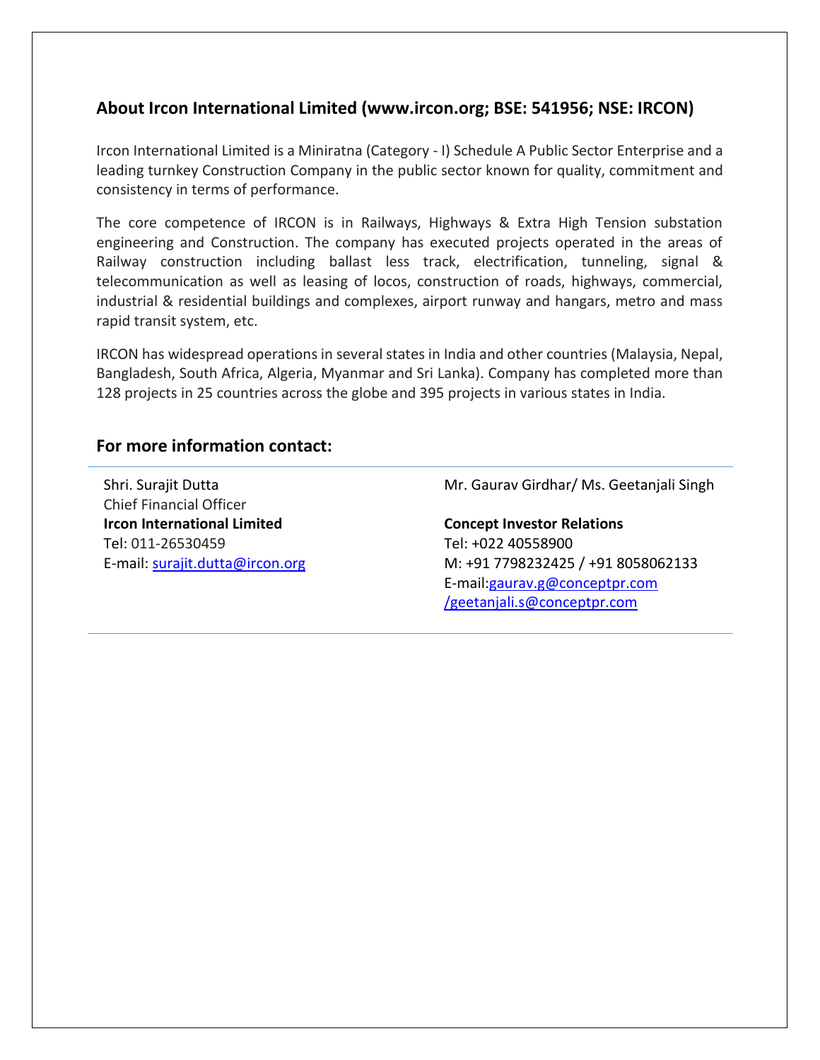## About Ircon International Limited (www.ircon.org; BSE: 541956; NSE: IRCON)

Ircon International Limited is a Miniratna (Category - I) Schedule A Public Sector Enterprise and a leading turnkey Construction Company in the public sector known for quality, commitment and consistency in terms of performance.

The core competence of IRCON is in Railways, Highways & Extra High Tension substation engineering and Construction. The company has executed projects operated in the areas of Railway construction including ballast less track, electrification, tunneling, signal & telecommunication as well as leasing of locos, construction of roads, highways, commercial, industrial & residential buildings and complexes, airport runway and hangars, metro and mass rapid transit system, etc.

IRCON has widespread operations in several states in India and other countries (Malaysia, Nepal, Bangladesh, South Africa, Algeria, Myanmar and Sri Lanka). Company has completed more than 128 projects in 25 countries across the globe and 395 projects in various states in India.

## For more information contact:

Shri. Surajit Dutta
Chief Financial Officer
**Ircon International Limited**
Tel: 011-26530459
E-mail: surajit.dutta@ircon.org

Mr. Gaurav Girdhar/ Ms. Geetanjali Singh

**Concept Investor Relations**
Tel: +022 40558900
M: +91 7798232425 / +91 8058062133
E-mail:gaurav.g@conceptpr.com /geetanjali.s@conceptpr.com